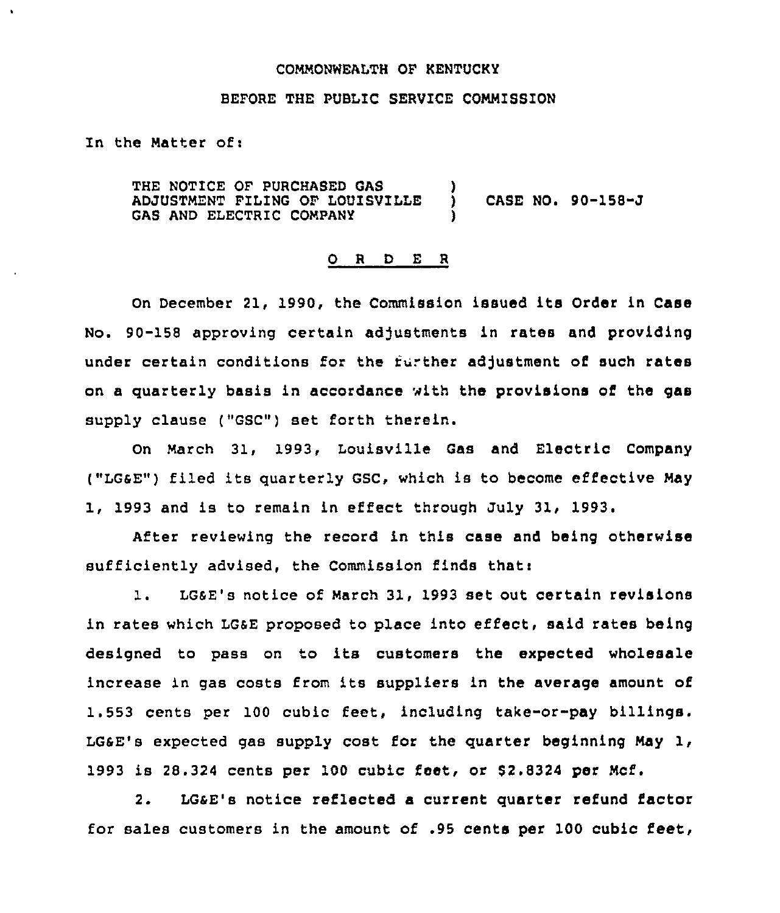COMMONWEALTH OF KENTUCKY

BEFORE THE PUBLIC SERVICE COMMISSION

In the Matter of:

THE NOTICE OF PURCHASED GAS ADJUSTMENT FILING OF LOUISVILLE GAS AND ELECTRIC COMPANY ) CASE NO. 90-158-J

O R D E R

On December 21, 1990, the Commission issued its Order in Case No. 90-158 approving certain adjustments in rates and providing under certain conditions for the further adjustment of such rates on a quarterly basis in accordance with the provisions of the gas supply clause ("GSC") set forth therein.

On March 31, 1993, Louisville Gas and Electric Company ("LG&E") filed its quarterly GSC, which is to become effective May 1, 1993 and is to remain in effect through July 31, 1993.

After reviewing the record in this case and being otherwise sufficiently advised, the Commission finds that:

1. LG&E's notice of March 31, 1993 set out certain revisions in rates which LG&E proposed to place into effect, said rates being designed to pass on to its customers the expected wholesale increase in gas costs from its suppliers in the average amount of 1.553 cents per 100 cubic feet, including take-or-pay billings. LG&E's expected gas supply cost for the quarter beginning May 1, 1993 is 28.324 cents per 100 cubic feet, or $2.8324 per Mcf.

2. LG&E's notice reflected a current quarter refund factor for sales customers in the amount of .95 cents per 100 cubic feet,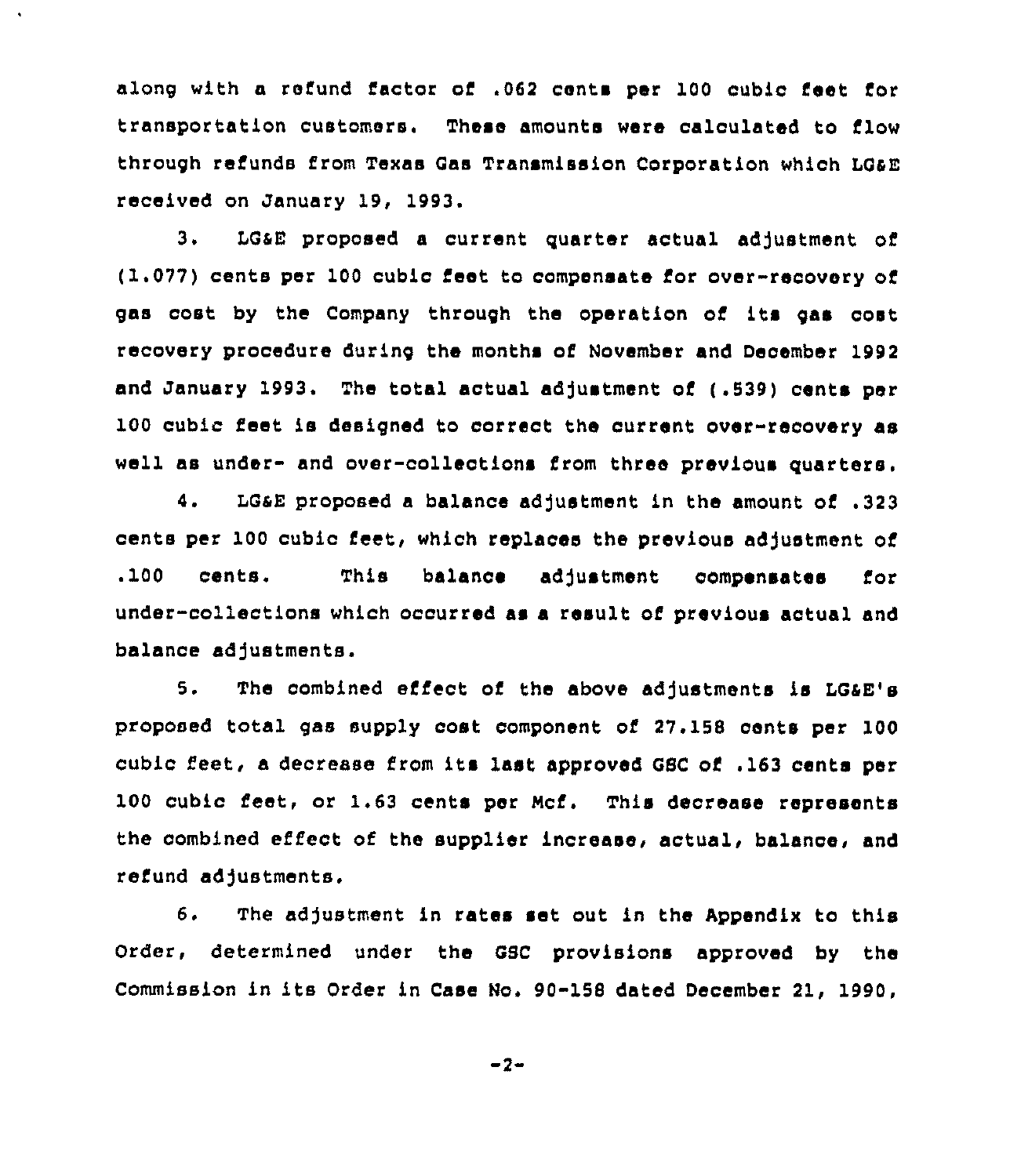along with a refund factor of .062 cents per 100 cubic feet for transportation customers. These amounts were calculated to flow through refunds from Texas Gas Transmission Corporation which LG&E received on January 19, 1993.

3. LG&E proposed a current quarter actual adjustment of (1.077) cents per 100 cubic feet to compensate for over-recovery of gas cost by the Company through the operation of its gas cost recovery procedure during the months of November and December 1992 and January 1993. The total actual adjustment of (.539) cents per 100 cubic feet is designed to correct the current over-recovery as well as under- and over-collections from three previous quarters.

4. LG&E proposed a balance adjustment in the amount of .323 cents per 100 cubic feet, which replaces the previous adjustment of .100 cents. This balance adjustment compensates for under-collections which occurred as a result of previous actual and balance adjustments.

5. The combined effect of the above adjustments is LG&E's proposed total gas supply cost component of 27.158 cents per 100 cubic feet, a decrease from its last approved GSC of .163 cents per 100 cubic feet, or 1.63 cents per Mcf. This decrease represents the combined effect of the supplier increase, actual, balance, and refund adjustments.

6. The adjustment in rates set out in the Appendix to this Order, determined under the GSC provisions approved by the Commission in its Order in Case No. 90-158 dated December 21, 1990,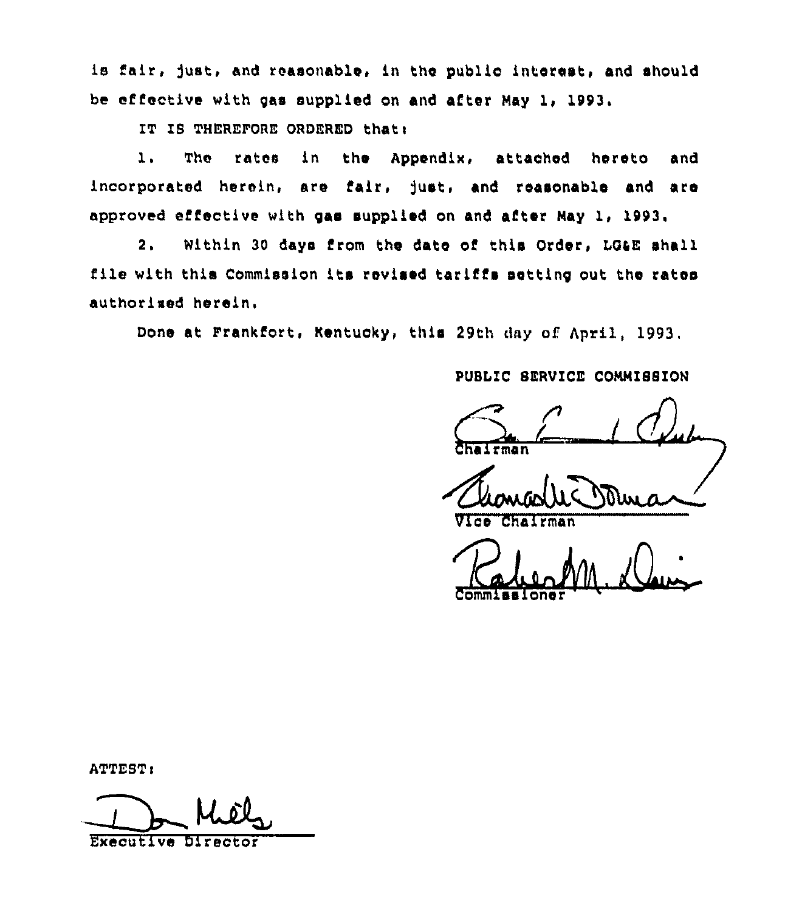is fair, just, and reasonable, in the public interest, and should be effective with gas supplied on and after May 1, 1993.

IT IS THEREFORE ORDERED that:

1. The rates in the Appendix, attached hereto and incorporated herein, are fair, just, and reasonable and are approved effective with gas supplied on and after May 1, 1993.

2. Within 30 days from the date of this Order, LG&E shall file with this Commission its revised tariffs setting out the rates authorized herein.

Done at Frankfort, Kentucky, this 29th day of April, 1993.

PUBLIC SERVICE COMMISSION

Chairman

Vice Chairman

Commissioner

ATTEST:

Executive Director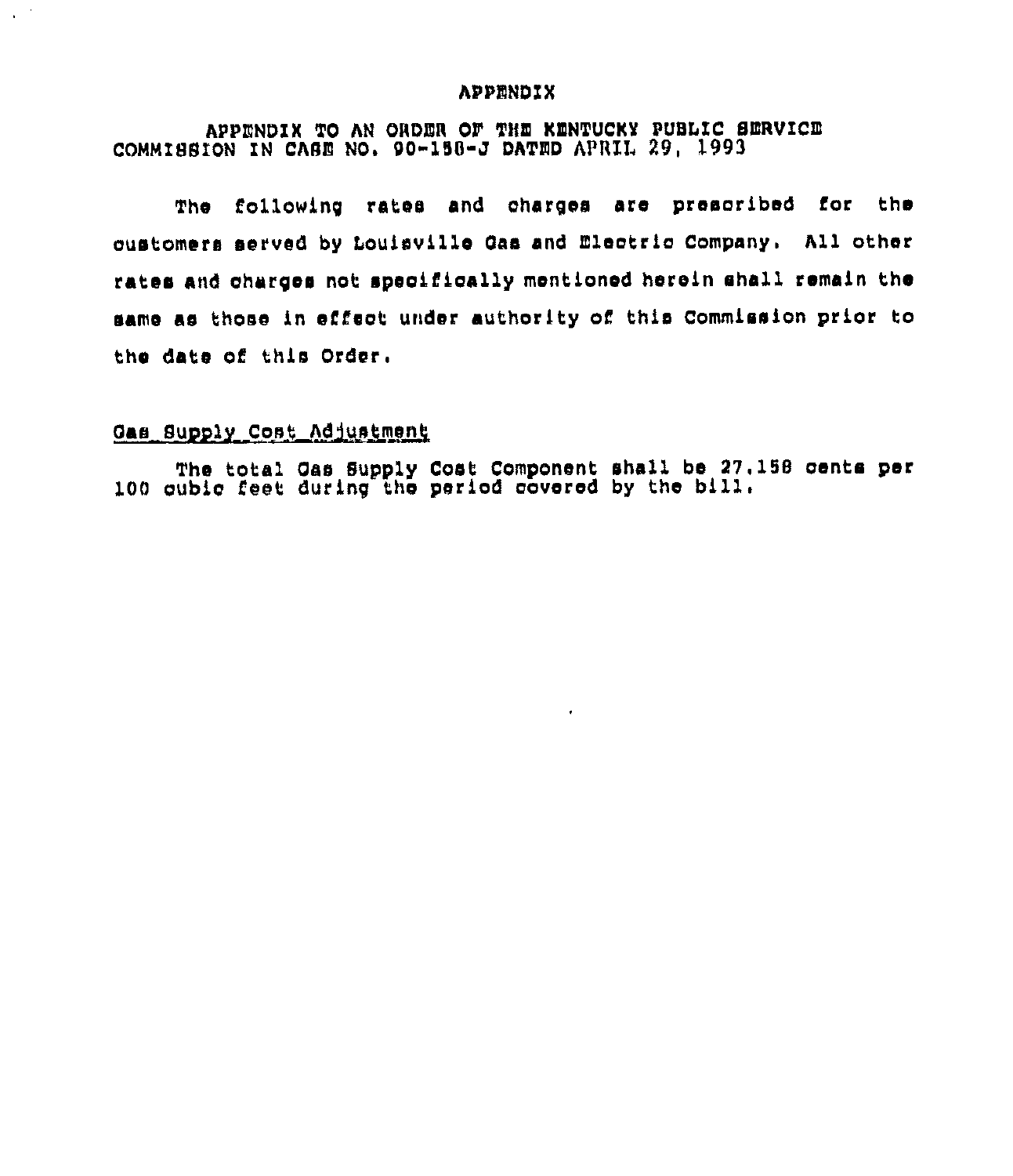# APPENDIX

APPENDIX TO AN ORDER OF THE KENTUCKY PUBLIC SERVICE COMMISSION IN CASE NO. 90-158-J DATED APRIL 29, 1993

The following rates and charges are prescribed for the customers served by Louisville Gas and Electric Company. All other rates and charges not specifically mentioned herein shall remain the same as those in effect under authority of this Commission prior to the date of this Order.

## Gas Supply Cost Adjustment

The total Gas Supply Cost Component shall be 27.158 cents per 100 cubic feet during the period covered by the bill.